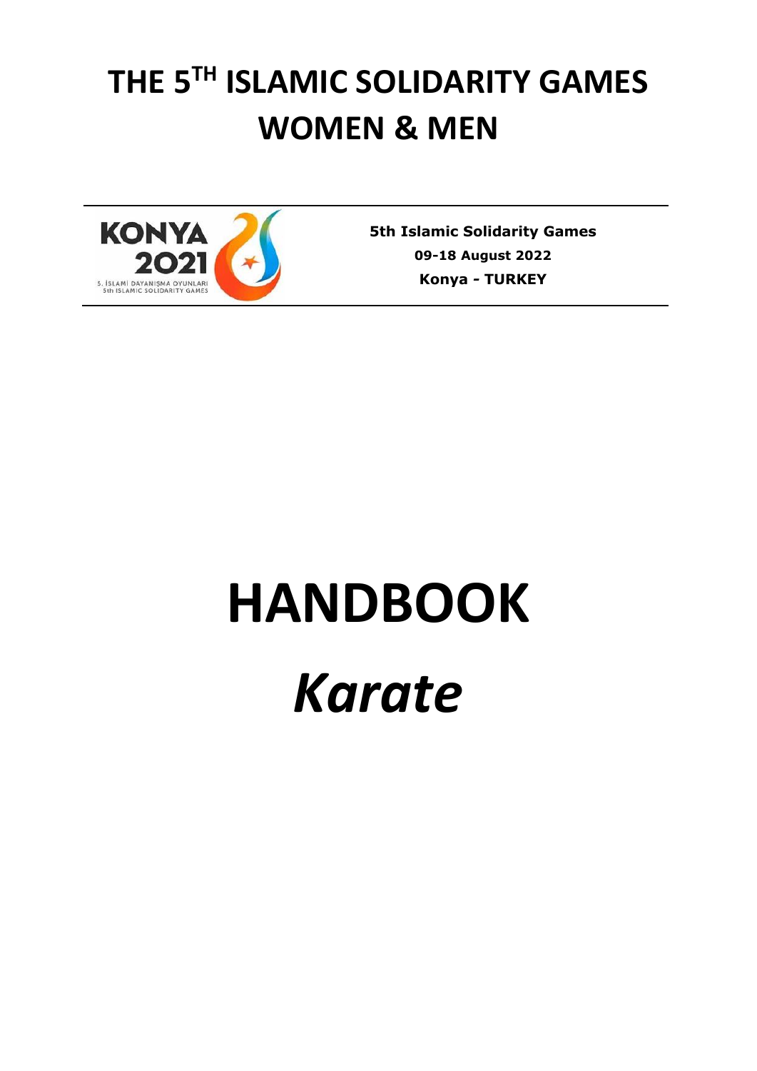# THE 5TH ISLAMIC SOLIDARITY GAMES WOMEN & MEN

KONYA 2021

5. İSLAMİ DAYANIŞMA OYUNLARI
5th ISLAMIC SOLIDARITY GAMES

**5th Islamic Solidarity Games**

**09-18 August 2022**

**Konya - TURKEY**

# HANDBOOK

# *Karate*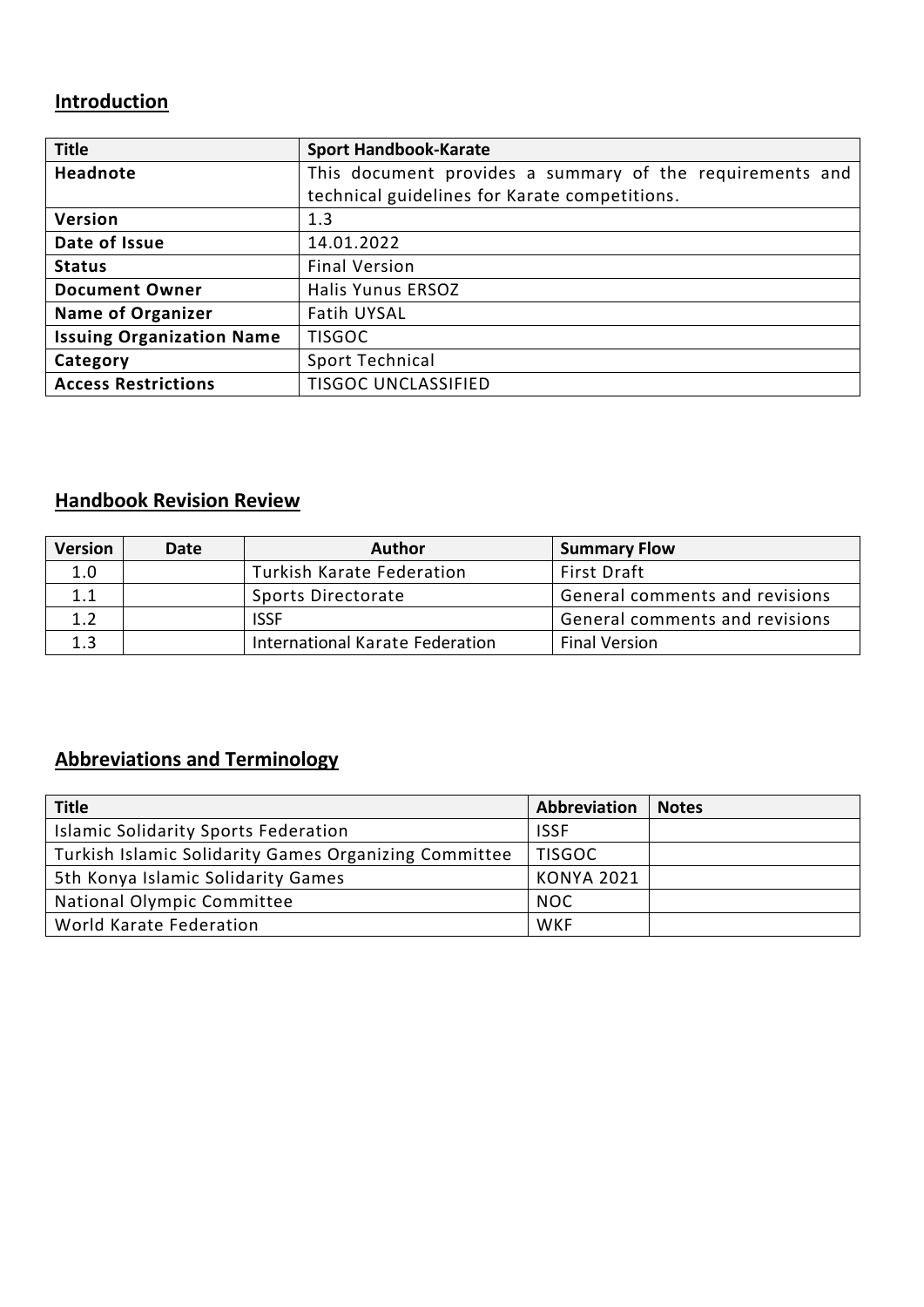## Introduction

| Title | Sport Handbook-Karate |
|---|---|
| Headnote | This document provides a summary of the requirements and technical guidelines for Karate competitions. |
| Version | 1.3 |
| Date of Issue | 14.01.2022 |
| Status | Final Version |
| Document Owner | Halis Yunus ERSOZ |
| Name of Organizer | Fatih UYSAL |
| Issuing Organization Name | TISGOC |
| Category | Sport Technical |
| Access Restrictions | TISGOC UNCLASSIFIED |

## Handbook Revision Review

| Version | Date | Author | Summary Flow |
|---|---|---|---|
| 1.0 | | Turkish Karate Federation | First Draft |
| 1.1 | | Sports Directorate | General comments and revisions |
| 1.2 | | ISSF | General comments and revisions |
| 1.3 | | International Karate Federation | Final Version |

## Abbreviations and Terminology

| Title | Abbreviation | Notes |
|---|---|---|
| Islamic Solidarity Sports Federation | ISSF | |
| Turkish Islamic Solidarity Games Organizing Committee | TISGOC | |
| 5th Konya Islamic Solidarity Games | KONYA 2021 | |
| National Olympic Committee | NOC | |
| World Karate Federation | WKF | |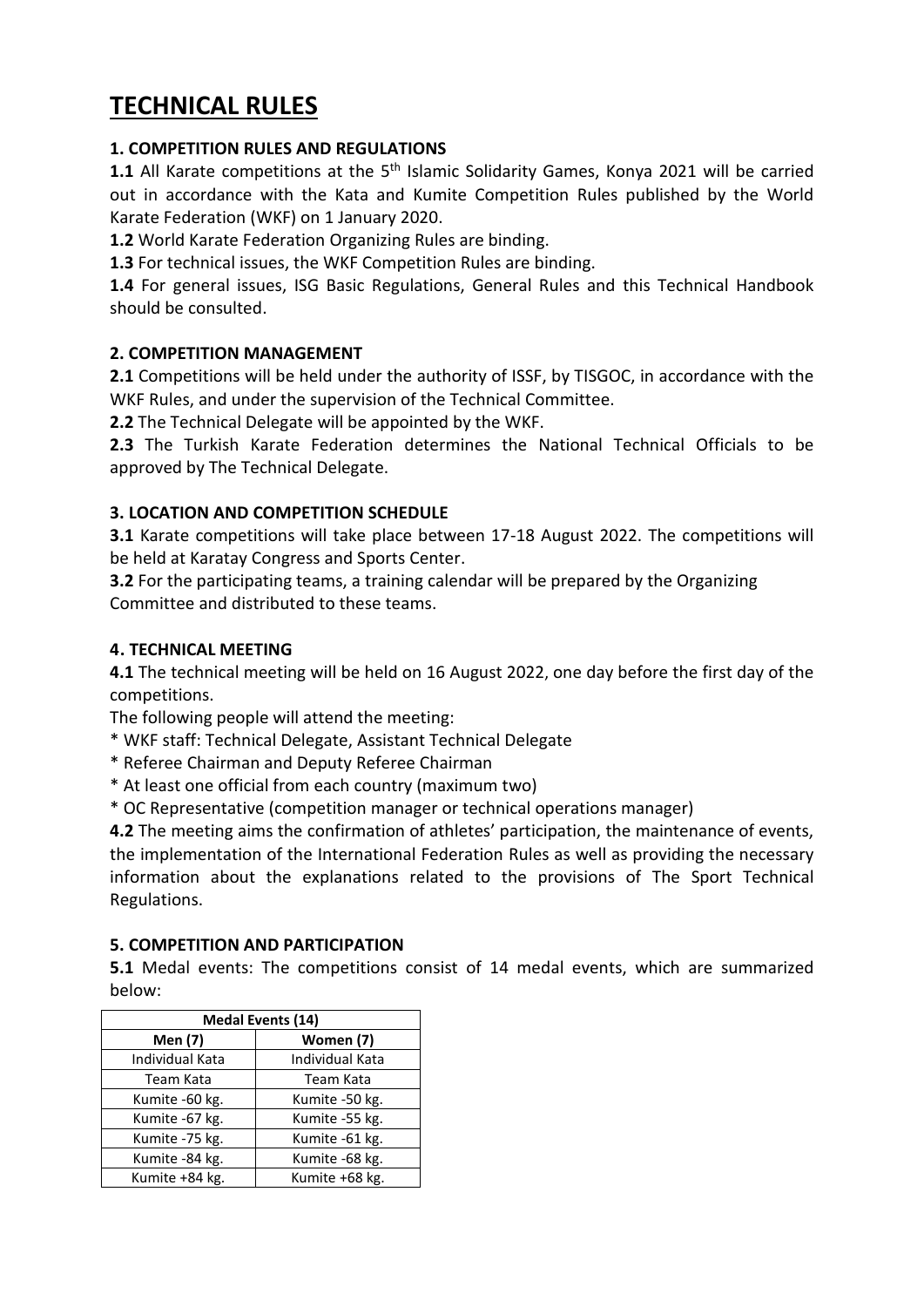# TECHNICAL RULES

### 1. COMPETITION RULES AND REGULATIONS

**1.1** All Karate competitions at the 5th Islamic Solidarity Games, Konya 2021 will be carried out in accordance with the Kata and Kumite Competition Rules published by the World Karate Federation (WKF) on 1 January 2020.

**1.2** World Karate Federation Organizing Rules are binding.

**1.3** For technical issues, the WKF Competition Rules are binding.

**1.4** For general issues, ISG Basic Regulations, General Rules and this Technical Handbook should be consulted.

### 2. COMPETITION MANAGEMENT

**2.1** Competitions will be held under the authority of ISSF, by TISGOC, in accordance with the WKF Rules, and under the supervision of the Technical Committee.

**2.2** The Technical Delegate will be appointed by the WKF.

**2.3** The Turkish Karate Federation determines the National Technical Officials to be approved by The Technical Delegate.

### 3. LOCATION AND COMPETITION SCHEDULE

**3.1** Karate competitions will take place between 17-18 August 2022. The competitions will be held at Karatay Congress and Sports Center.

**3.2** For the participating teams, a training calendar will be prepared by the Organizing Committee and distributed to these teams.

### 4. TECHNICAL MEETING

**4.1** The technical meeting will be held on 16 August 2022, one day before the first day of the competitions.

The following people will attend the meeting:

* WKF staff: Technical Delegate, Assistant Technical Delegate
* Referee Chairman and Deputy Referee Chairman
* At least one official from each country (maximum two)
* OC Representative (competition manager or technical operations manager)

**4.2** The meeting aims the confirmation of athletes' participation, the maintenance of events, the implementation of the International Federation Rules as well as providing the necessary information about the explanations related to the provisions of The Sport Technical Regulations.

### 5. COMPETITION AND PARTICIPATION

**5.1** Medal events: The competitions consist of 14 medal events, which are summarized below:

| **Medal Events (14)** | |
|---|---|
| **Men (7)** | **Women (7)** |
| Individual Kata | Individual Kata |
| Team Kata | Team Kata |
| Kumite -60 kg. | Kumite -50 kg. |
| Kumite -67 kg. | Kumite -55 kg. |
| Kumite -75 kg. | Kumite -61 kg. |
| Kumite -84 kg. | Kumite -68 kg. |
| Kumite +84 kg. | Kumite +68 kg. |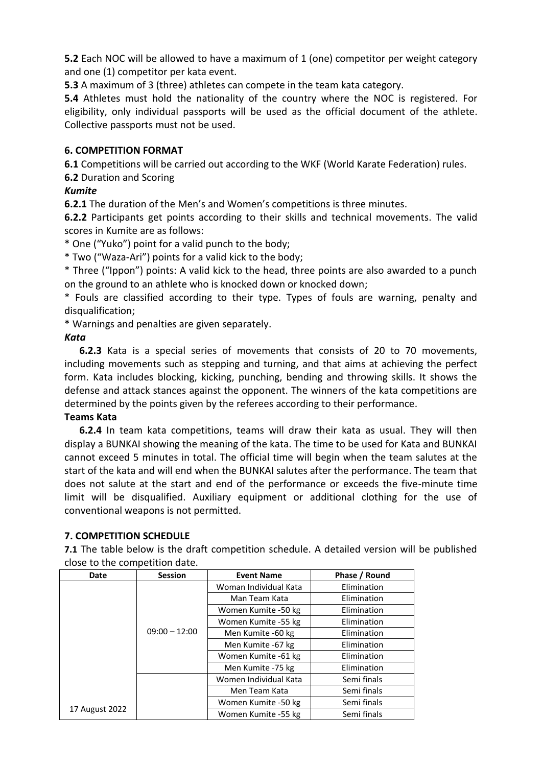**5.2** Each NOC will be allowed to have a maximum of 1 (one) competitor per weight category and one (1) competitor per kata event.

**5.3** A maximum of 3 (three) athletes can compete in the team kata category.

**5.4** Athletes must hold the nationality of the country where the NOC is registered. For eligibility, only individual passports will be used as the official document of the athlete. Collective passports must not be used.

## 6. COMPETITION FORMAT

**6.1** Competitions will be carried out according to the WKF (World Karate Federation) rules.

**6.2** Duration and Scoring

***Kumite***

**6.2.1** The duration of the Men's and Women's competitions is three minutes.

**6.2.2** Participants get points according to their skills and technical movements. The valid scores in Kumite are as follows:

* One ("Yuko") point for a valid punch to the body;
* Two ("Waza-Ari") points for a valid kick to the body;
* Three ("Ippon") points: A valid kick to the head, three points are also awarded to a punch on the ground to an athlete who is knocked down or knocked down;
* Fouls are classified according to their type. Types of fouls are warning, penalty and disqualification;
* Warnings and penalties are given separately.

***Kata***

**6.2.3** Kata is a special series of movements that consists of 20 to 70 movements, including movements such as stepping and turning, and that aims at achieving the perfect form. Kata includes blocking, kicking, punching, bending and throwing skills. It shows the defense and attack stances against the opponent. The winners of the kata competitions are determined by the points given by the referees according to their performance.

**Teams Kata**

**6.2.4** In team kata competitions, teams will draw their kata as usual. They will then display a BUNKAI showing the meaning of the kata. The time to be used for Kata and BUNKAI cannot exceed 5 minutes in total. The official time will begin when the team salutes at the start of the kata and will end when the BUNKAI salutes after the performance. The team that does not salute at the start and end of the performance or exceeds the five-minute time limit will be disqualified. Auxiliary equipment or additional clothing for the use of conventional weapons is not permitted.

## 7. COMPETITION SCHEDULE

**7.1** The table below is the draft competition schedule. A detailed version will be published close to the competition date.

| Date | Session | Event Name | Phase / Round |
|---|---|---|---|
| 17 August 2022 | 09:00 – 12:00 | Woman Individual Kata | Elimination |
| | | Man Team Kata | Elimination |
| | | Women Kumite -50 kg | Elimination |
| | | Women Kumite -55 kg | Elimination |
| | | Men Kumite -60 kg | Elimination |
| | | Men Kumite -67 kg | Elimination |
| | | Women Kumite -61 kg | Elimination |
| | | Men Kumite -75 kg | Elimination |
| | | Women Individual Kata | Semi finals |
| | | Men Team Kata | Semi finals |
| | | Women Kumite -50 kg | Semi finals |
| | | Women Kumite -55 kg | Semi finals |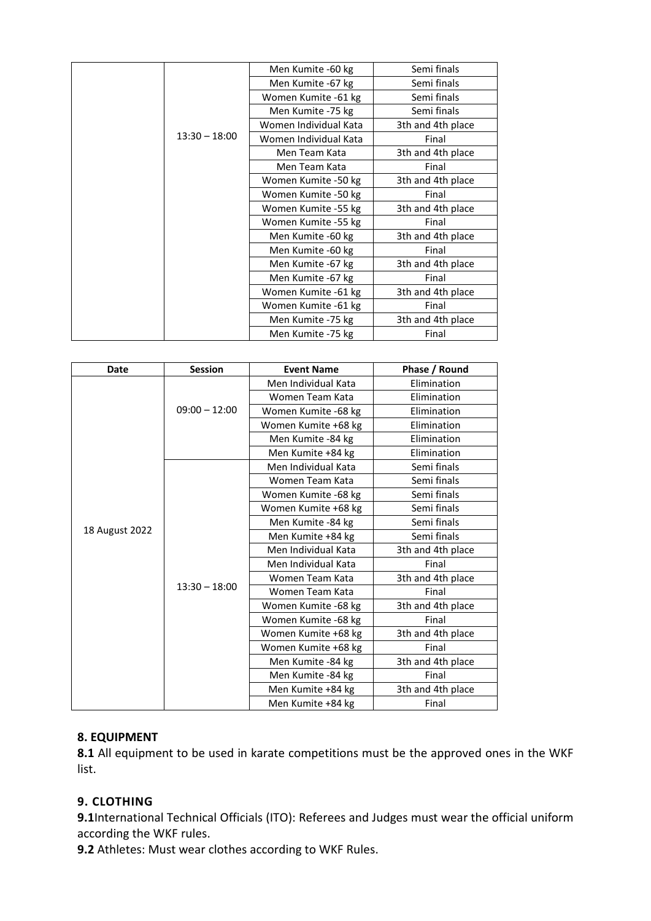| | | | |
|---|---|---|---|
| | 13:30 – 18:00 | Men Kumite -60 kg | Semi finals |
| | | Men Kumite -67 kg | Semi finals |
| | | Women Kumite -61 kg | Semi finals |
| | | Men Kumite -75 kg | Semi finals |
| | | Women Individual Kata | 3th and 4th place |
| | | Women Individual Kata | Final |
| | | Men Team Kata | 3th and 4th place |
| | | Men Team Kata | Final |
| | | Women Kumite -50 kg | 3th and 4th place |
| | | Women Kumite -50 kg | Final |
| | | Women Kumite -55 kg | 3th and 4th place |
| | | Women Kumite -55 kg | Final |
| | | Men Kumite -60 kg | 3th and 4th place |
| | | Men Kumite -60 kg | Final |
| | | Men Kumite -67 kg | 3th and 4th place |
| | | Men Kumite -67 kg | Final |
| | | Women Kumite -61 kg | 3th and 4th place |
| | | Women Kumite -61 kg | Final |
| | | Men Kumite -75 kg | 3th and 4th place |
| | | Men Kumite -75 kg | Final |

| Date | Session | Event Name | Phase / Round |
|---|---|---|---|
| 18 August 2022 | 09:00 – 12:00 | Men Individual Kata | Elimination |
| | | Women Team Kata | Elimination |
| | | Women Kumite -68 kg | Elimination |
| | | Women Kumite +68 kg | Elimination |
| | | Men Kumite -84 kg | Elimination |
| | | Men Kumite +84 kg | Elimination |
| | 13:30 – 18:00 | Men Individual Kata | Semi finals |
| | | Women Team Kata | Semi finals |
| | | Women Kumite -68 kg | Semi finals |
| | | Women Kumite +68 kg | Semi finals |
| | | Men Kumite -84 kg | Semi finals |
| | | Men Kumite +84 kg | Semi finals |
| | | Men Individual Kata | 3th and 4th place |
| | | Men Individual Kata | Final |
| | | Women Team Kata | 3th and 4th place |
| | | Women Team Kata | Final |
| | | Women Kumite -68 kg | 3th and 4th place |
| | | Women Kumite -68 kg | Final |
| | | Women Kumite +68 kg | 3th and 4th place |
| | | Women Kumite +68 kg | Final |
| | | Men Kumite -84 kg | 3th and 4th place |
| | | Men Kumite -84 kg | Final |
| | | Men Kumite +84 kg | 3th and 4th place |
| | | Men Kumite +84 kg | Final |

## 8. EQUIPMENT

**8.1** All equipment to be used in karate competitions must be the approved ones in the WKF list.

## 9. CLOTHING

**9.1**International Technical Officials (ITO): Referees and Judges must wear the official uniform according the WKF rules.

**9.2** Athletes: Must wear clothes according to WKF Rules.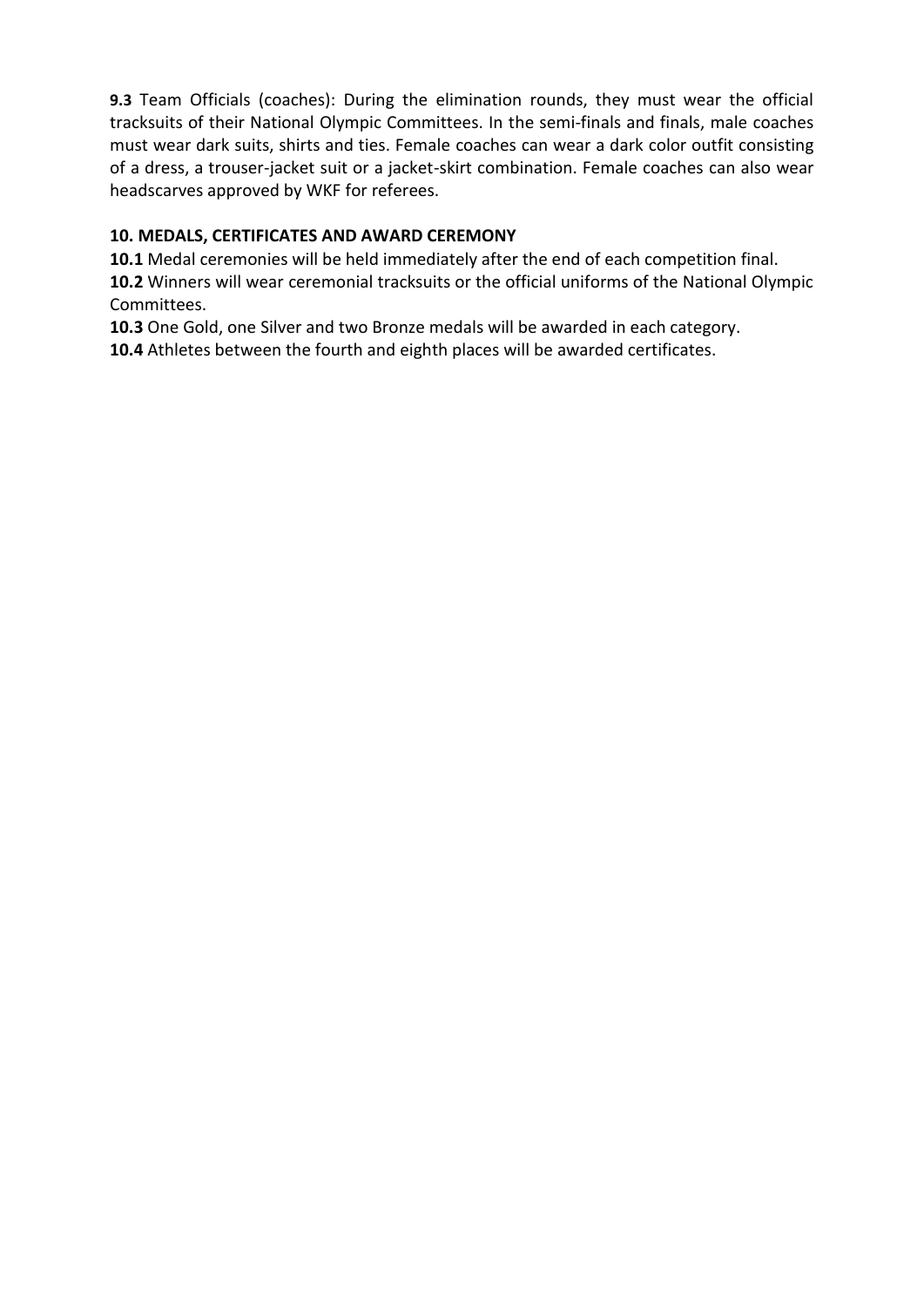**9.3** Team Officials (coaches): During the elimination rounds, they must wear the official tracksuits of their National Olympic Committees. In the semi-finals and finals, male coaches must wear dark suits, shirts and ties. Female coaches can wear a dark color outfit consisting of a dress, a trouser-jacket suit or a jacket-skirt combination. Female coaches can also wear headscarves approved by WKF for referees.

## 10. MEDALS, CERTIFICATES AND AWARD CEREMONY

**10.1** Medal ceremonies will be held immediately after the end of each competition final.

**10.2** Winners will wear ceremonial tracksuits or the official uniforms of the National Olympic Committees.

**10.3** One Gold, one Silver and two Bronze medals will be awarded in each category.

**10.4** Athletes between the fourth and eighth places will be awarded certificates.